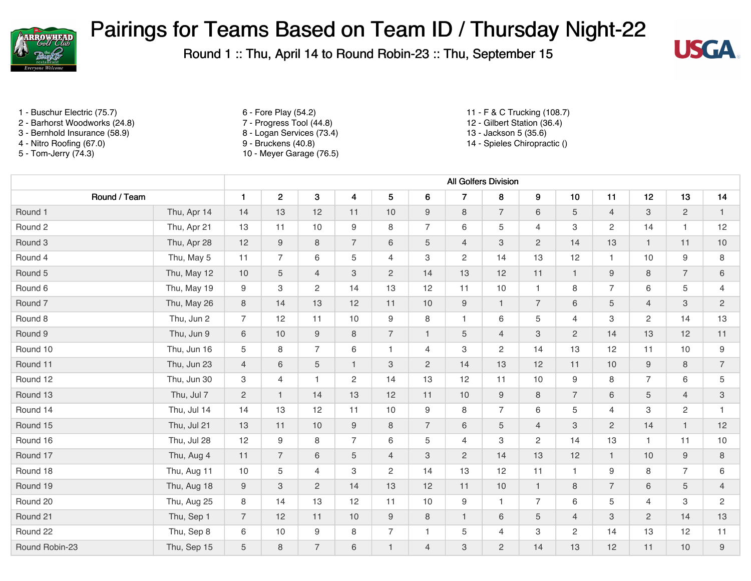# Pairings for Teams Based on Team ID / Thursday Night-22

Round 1 :: Thu, April 14 to Round Robin-23 :: Thu, September 15

1 - Buschur Electric (75.7)
2 - Barhorst Woodworks (24.8)
3 - Bernhold Insurance (58.9)
4 - Nitro Roofing (67.0)
5 - Tom-Jerry (74.3)
6 - Fore Play (54.2)
7 - Progress Tool (44.8)
8 - Logan Services (73.4)
9 - Bruckens (40.8)
10 - Meyer Garage (76.5)
11 - F & C Trucking (108.7)
12 - Gilbert Station (36.4)
13 - Jackson 5 (35.6)
14 - Spieles Chiropractic ()

| | | All Golfers Division | | | | | | | | | | | | | |
|---|---|---|---|---|---|---|---|---|---|---|---|---|---|---|---|
| Round / Team | | 1 | 2 | 3 | 4 | 5 | 6 | 7 | 8 | 9 | 10 | 11 | 12 | 13 | 14 |
| Round 1 | Thu, Apr 14 | 14 | 13 | 12 | 11 | 10 | 9 | 8 | 7 | 6 | 5 | 4 | 3 | 2 | 1 |
| Round 2 | Thu, Apr 21 | 13 | 11 | 10 | 9 | 8 | 7 | 6 | 5 | 4 | 3 | 2 | 14 | 1 | 12 |
| Round 3 | Thu, Apr 28 | 12 | 9 | 8 | 7 | 6 | 5 | 4 | 3 | 2 | 14 | 13 | 1 | 11 | 10 |
| Round 4 | Thu, May 5 | 11 | 7 | 6 | 5 | 4 | 3 | 2 | 14 | 13 | 12 | 1 | 10 | 9 | 8 |
| Round 5 | Thu, May 12 | 10 | 5 | 4 | 3 | 2 | 14 | 13 | 12 | 11 | 1 | 9 | 8 | 7 | 6 |
| Round 6 | Thu, May 19 | 9 | 3 | 2 | 14 | 13 | 12 | 11 | 10 | 1 | 8 | 7 | 6 | 5 | 4 |
| Round 7 | Thu, May 26 | 8 | 14 | 13 | 12 | 11 | 10 | 9 | 1 | 7 | 6 | 5 | 4 | 3 | 2 |
| Round 8 | Thu, Jun 2 | 7 | 12 | 11 | 10 | 9 | 8 | 1 | 6 | 5 | 4 | 3 | 2 | 14 | 13 |
| Round 9 | Thu, Jun 9 | 6 | 10 | 9 | 8 | 7 | 1 | 5 | 4 | 3 | 2 | 14 | 13 | 12 | 11 |
| Round 10 | Thu, Jun 16 | 5 | 8 | 7 | 6 | 1 | 4 | 3 | 2 | 14 | 13 | 12 | 11 | 10 | 9 |
| Round 11 | Thu, Jun 23 | 4 | 6 | 5 | 1 | 3 | 2 | 14 | 13 | 12 | 11 | 10 | 9 | 8 | 7 |
| Round 12 | Thu, Jun 30 | 3 | 4 | 1 | 2 | 14 | 13 | 12 | 11 | 10 | 9 | 8 | 7 | 6 | 5 |
| Round 13 | Thu, Jul 7 | 2 | 1 | 14 | 13 | 12 | 11 | 10 | 9 | 8 | 7 | 6 | 5 | 4 | 3 |
| Round 14 | Thu, Jul 14 | 14 | 13 | 12 | 11 | 10 | 9 | 8 | 7 | 6 | 5 | 4 | 3 | 2 | 1 |
| Round 15 | Thu, Jul 21 | 13 | 11 | 10 | 9 | 8 | 7 | 6 | 5 | 4 | 3 | 2 | 14 | 1 | 12 |
| Round 16 | Thu, Jul 28 | 12 | 9 | 8 | 7 | 6 | 5 | 4 | 3 | 2 | 14 | 13 | 1 | 11 | 10 |
| Round 17 | Thu, Aug 4 | 11 | 7 | 6 | 5 | 4 | 3 | 2 | 14 | 13 | 12 | 1 | 10 | 9 | 8 |
| Round 18 | Thu, Aug 11 | 10 | 5 | 4 | 3 | 2 | 14 | 13 | 12 | 11 | 1 | 9 | 8 | 7 | 6 |
| Round 19 | Thu, Aug 18 | 9 | 3 | 2 | 14 | 13 | 12 | 11 | 10 | 1 | 8 | 7 | 6 | 5 | 4 |
| Round 20 | Thu, Aug 25 | 8 | 14 | 13 | 12 | 11 | 10 | 9 | 1 | 7 | 6 | 5 | 4 | 3 | 2 |
| Round 21 | Thu, Sep 1 | 7 | 12 | 11 | 10 | 9 | 8 | 1 | 6 | 5 | 4 | 3 | 2 | 14 | 13 |
| Round 22 | Thu, Sep 8 | 6 | 10 | 9 | 8 | 7 | 1 | 5 | 4 | 3 | 2 | 14 | 13 | 12 | 11 |
| Round Robin-23 | Thu, Sep 15 | 5 | 8 | 7 | 6 | 1 | 4 | 3 | 2 | 14 | 13 | 12 | 11 | 10 | 9 |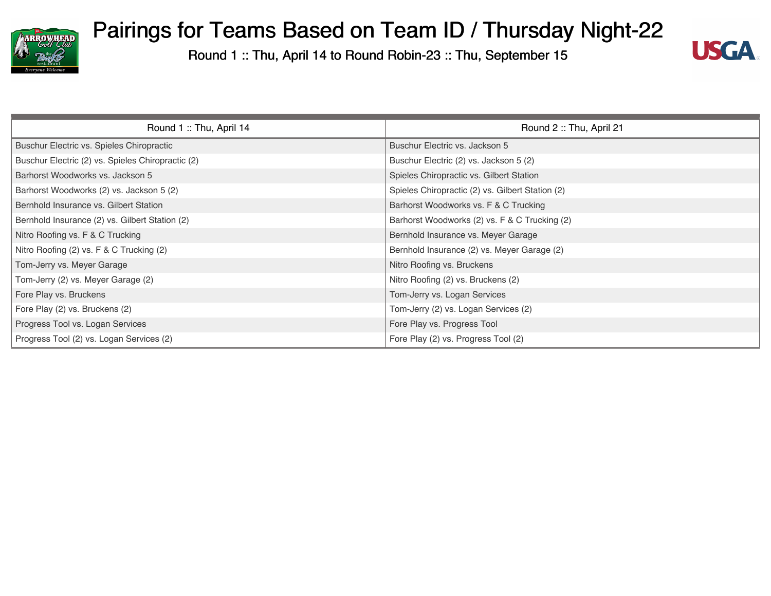# Pairings for Teams Based on Team ID / Thursday Night-22

Round 1 :: Thu, April 14 to Round Robin-23 :: Thu, September 15

| Round 1 :: Thu, April 14 | Round 2 :: Thu, April 21 |
|---|---|
| Buschur Electric vs. Spieles Chiropractic | Buschur Electric vs. Jackson 5 |
| Buschur Electric (2) vs. Spieles Chiropractic (2) | Buschur Electric (2) vs. Jackson 5 (2) |
| Barhorst Woodworks vs. Jackson 5 | Spieles Chiropractic vs. Gilbert Station |
| Barhorst Woodworks (2) vs. Jackson 5 (2) | Spieles Chiropractic (2) vs. Gilbert Station (2) |
| Bernhold Insurance vs. Gilbert Station | Barhorst Woodworks vs. F & C Trucking |
| Bernhold Insurance (2) vs. Gilbert Station (2) | Barhorst Woodworks (2) vs. F & C Trucking (2) |
| Nitro Roofing vs. F & C Trucking | Bernhold Insurance vs. Meyer Garage |
| Nitro Roofing (2) vs. F & C Trucking (2) | Bernhold Insurance (2) vs. Meyer Garage (2) |
| Tom-Jerry vs. Meyer Garage | Nitro Roofing vs. Bruckens |
| Tom-Jerry (2) vs. Meyer Garage (2) | Nitro Roofing (2) vs. Bruckens (2) |
| Fore Play vs. Bruckens | Tom-Jerry vs. Logan Services |
| Fore Play (2) vs. Bruckens (2) | Tom-Jerry (2) vs. Logan Services (2) |
| Progress Tool vs. Logan Services | Fore Play vs. Progress Tool |
| Progress Tool (2) vs. Logan Services (2) | Fore Play (2) vs. Progress Tool (2) |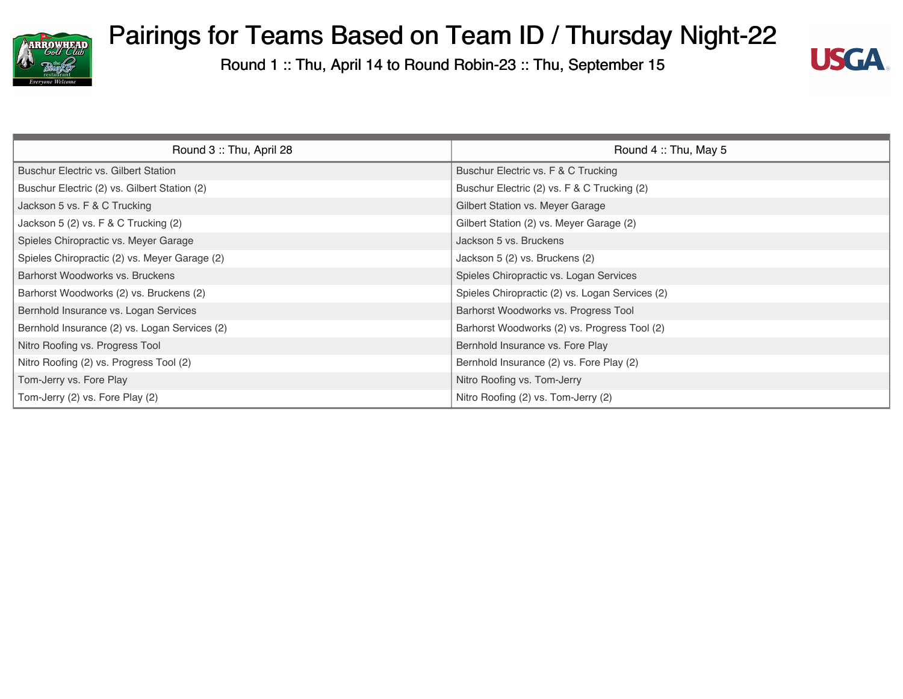# Pairings for Teams Based on Team ID / Thursday Night-22

Round 1 :: Thu, April 14 to Round Robin-23 :: Thu, September 15

| Round 3 :: Thu, April 28 | Round 4 :: Thu, May 5 |
| --- | --- |
| Buschur Electric vs. Gilbert Station | Buschur Electric vs. F & C Trucking |
| Buschur Electric (2) vs. Gilbert Station (2) | Buschur Electric (2) vs. F & C Trucking (2) |
| Jackson 5 vs. F & C Trucking | Gilbert Station vs. Meyer Garage |
| Jackson 5 (2) vs. F & C Trucking (2) | Gilbert Station (2) vs. Meyer Garage (2) |
| Spieles Chiropractic vs. Meyer Garage | Jackson 5 vs. Bruckens |
| Spieles Chiropractic (2) vs. Meyer Garage (2) | Jackson 5 (2) vs. Bruckens (2) |
| Barhorst Woodworks vs. Bruckens | Spieles Chiropractic vs. Logan Services |
| Barhorst Woodworks (2) vs. Bruckens (2) | Spieles Chiropractic (2) vs. Logan Services (2) |
| Bernhold Insurance vs. Logan Services | Barhorst Woodworks vs. Progress Tool |
| Bernhold Insurance (2) vs. Logan Services (2) | Barhorst Woodworks (2) vs. Progress Tool (2) |
| Nitro Roofing vs. Progress Tool | Bernhold Insurance vs. Fore Play |
| Nitro Roofing (2) vs. Progress Tool (2) | Bernhold Insurance (2) vs. Fore Play (2) |
| Tom-Jerry vs. Fore Play | Nitro Roofing vs. Tom-Jerry |
| Tom-Jerry (2) vs. Fore Play (2) | Nitro Roofing (2) vs. Tom-Jerry (2) |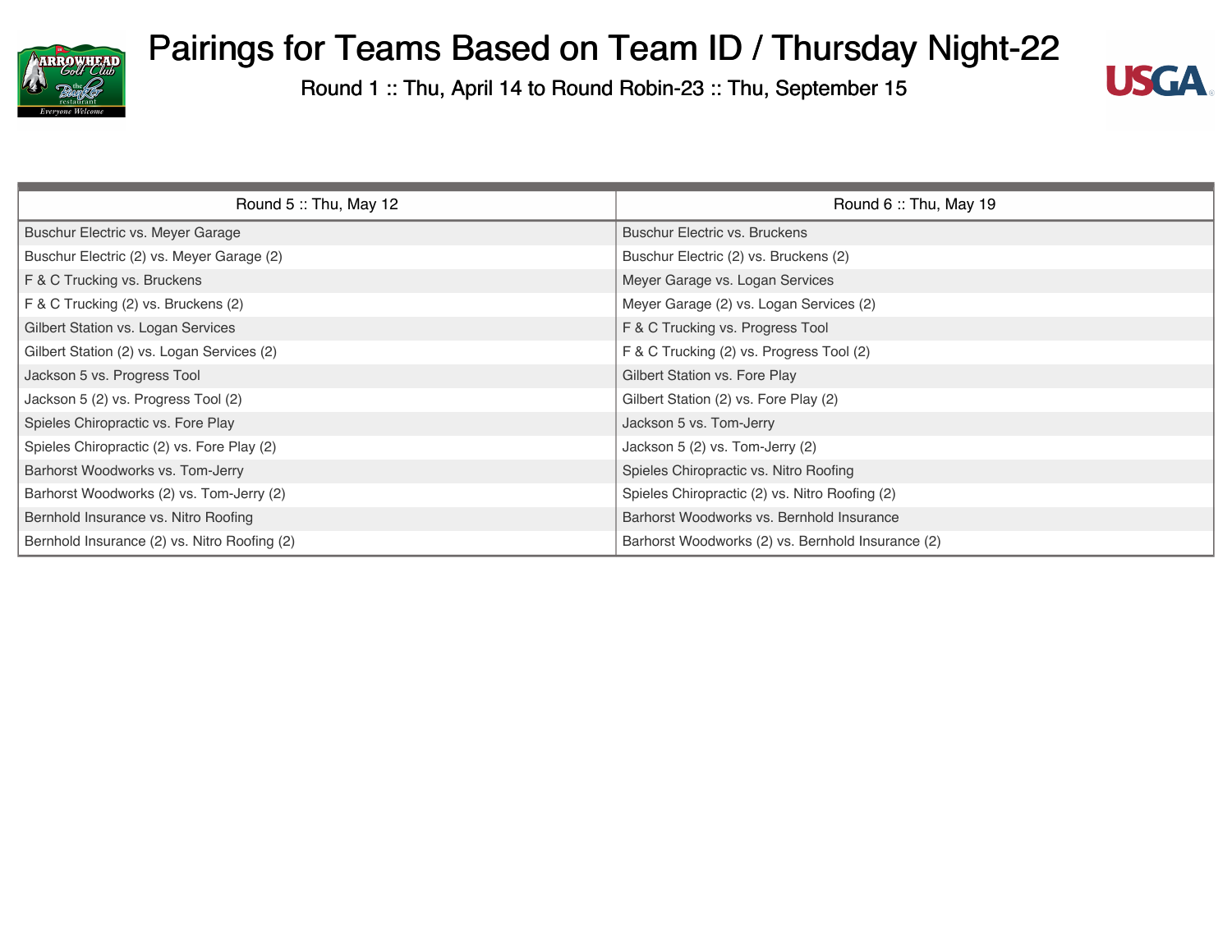# Pairings for Teams Based on Team ID / Thursday Night-22

Round 1 :: Thu, April 14 to Round Robin-23 :: Thu, September 15

| Round 5 :: Thu, May 12 | Round 6 :: Thu, May 19 |
|---|---|
| Buschur Electric vs. Meyer Garage | Buschur Electric vs. Bruckens |
| Buschur Electric (2) vs. Meyer Garage (2) | Buschur Electric (2) vs. Bruckens (2) |
| F & C Trucking vs. Bruckens | Meyer Garage vs. Logan Services |
| F & C Trucking (2) vs. Bruckens (2) | Meyer Garage (2) vs. Logan Services (2) |
| Gilbert Station vs. Logan Services | F & C Trucking vs. Progress Tool |
| Gilbert Station (2) vs. Logan Services (2) | F & C Trucking (2) vs. Progress Tool (2) |
| Jackson 5 vs. Progress Tool | Gilbert Station vs. Fore Play |
| Jackson 5 (2) vs. Progress Tool (2) | Gilbert Station (2) vs. Fore Play (2) |
| Spieles Chiropractic vs. Fore Play | Jackson 5 vs. Tom-Jerry |
| Spieles Chiropractic (2) vs. Fore Play (2) | Jackson 5 (2) vs. Tom-Jerry (2) |
| Barhorst Woodworks vs. Tom-Jerry | Spieles Chiropractic vs. Nitro Roofing |
| Barhorst Woodworks (2) vs. Tom-Jerry (2) | Spieles Chiropractic (2) vs. Nitro Roofing (2) |
| Bernhold Insurance vs. Nitro Roofing | Barhorst Woodworks vs. Bernhold Insurance |
| Bernhold Insurance (2) vs. Nitro Roofing (2) | Barhorst Woodworks (2) vs. Bernhold Insurance (2) |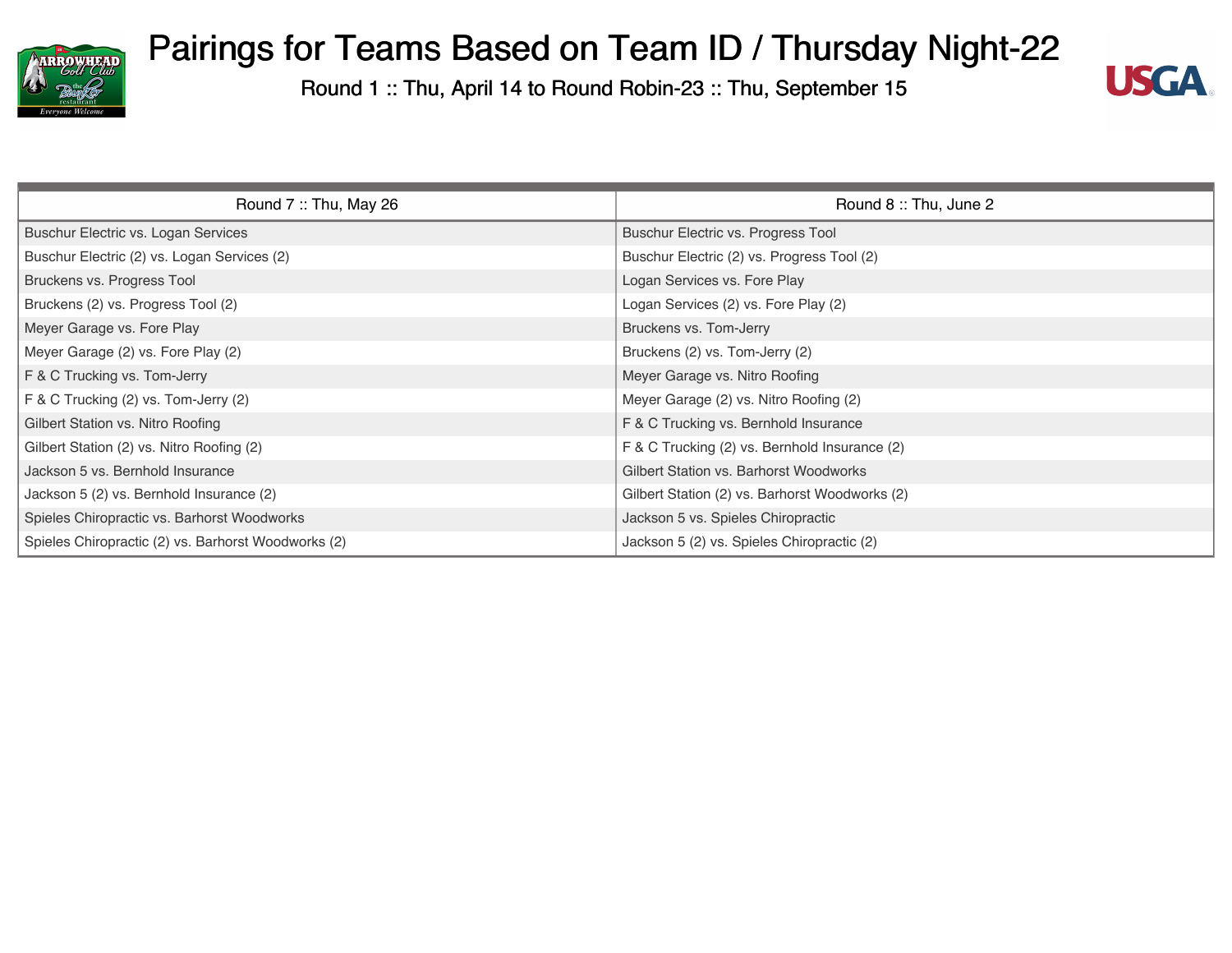# Pairings for Teams Based on Team ID / Thursday Night-22

Round 1 :: Thu, April 14 to Round Robin-23 :: Thu, September 15

| Round 7 :: Thu, May 26 | Round 8 :: Thu, June 2 |
|---|---|
| Buschur Electric vs. Logan Services | Buschur Electric vs. Progress Tool |
| Buschur Electric (2) vs. Logan Services (2) | Buschur Electric (2) vs. Progress Tool (2) |
| Bruckens vs. Progress Tool | Logan Services vs. Fore Play |
| Bruckens (2) vs. Progress Tool (2) | Logan Services (2) vs. Fore Play (2) |
| Meyer Garage vs. Fore Play | Bruckens vs. Tom-Jerry |
| Meyer Garage (2) vs. Fore Play (2) | Bruckens (2) vs. Tom-Jerry (2) |
| F & C Trucking vs. Tom-Jerry | Meyer Garage vs. Nitro Roofing |
| F & C Trucking (2) vs. Tom-Jerry (2) | Meyer Garage (2) vs. Nitro Roofing (2) |
| Gilbert Station vs. Nitro Roofing | F & C Trucking vs. Bernhold Insurance |
| Gilbert Station (2) vs. Nitro Roofing (2) | F & C Trucking (2) vs. Bernhold Insurance (2) |
| Jackson 5 vs. Bernhold Insurance | Gilbert Station vs. Barhorst Woodworks |
| Jackson 5 (2) vs. Bernhold Insurance (2) | Gilbert Station (2) vs. Barhorst Woodworks (2) |
| Spieles Chiropractic vs. Barhorst Woodworks | Jackson 5 vs. Spieles Chiropractic |
| Spieles Chiropractic (2) vs. Barhorst Woodworks (2) | Jackson 5 (2) vs. Spieles Chiropractic (2) |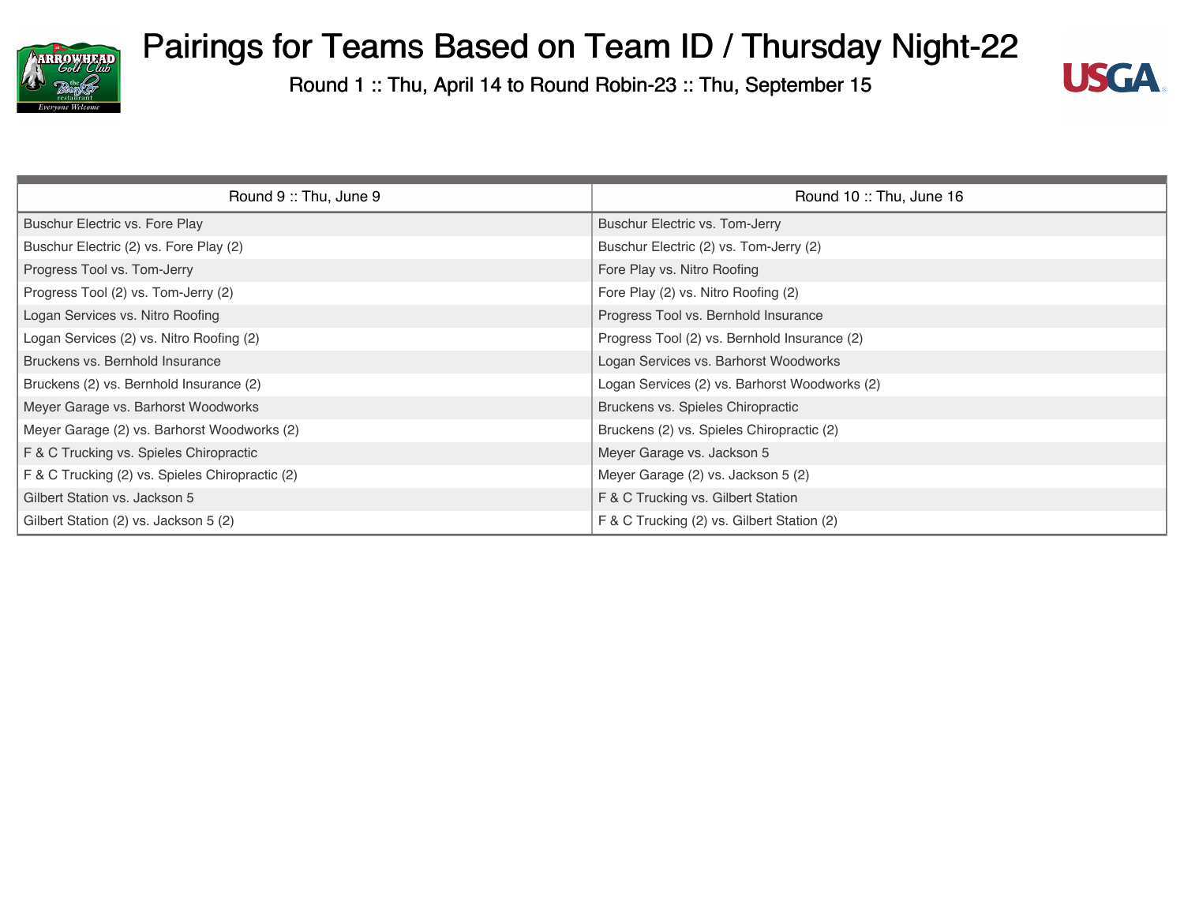# Pairings for Teams Based on Team ID / Thursday Night-22

Round 1 :: Thu, April 14 to Round Robin-23 :: Thu, September 15

| Round 9 :: Thu, June 9 | Round 10 :: Thu, June 16 |
|---|---|
| Buschur Electric vs. Fore Play | Buschur Electric vs. Tom-Jerry |
| Buschur Electric (2) vs. Fore Play (2) | Buschur Electric (2) vs. Tom-Jerry (2) |
| Progress Tool vs. Tom-Jerry | Fore Play vs. Nitro Roofing |
| Progress Tool (2) vs. Tom-Jerry (2) | Fore Play (2) vs. Nitro Roofing (2) |
| Logan Services vs. Nitro Roofing | Progress Tool vs. Bernhold Insurance |
| Logan Services (2) vs. Nitro Roofing (2) | Progress Tool (2) vs. Bernhold Insurance (2) |
| Bruckens vs. Bernhold Insurance | Logan Services vs. Barhorst Woodworks |
| Bruckens (2) vs. Bernhold Insurance (2) | Logan Services (2) vs. Barhorst Woodworks (2) |
| Meyer Garage vs. Barhorst Woodworks | Bruckens vs. Spieles Chiropractic |
| Meyer Garage (2) vs. Barhorst Woodworks (2) | Bruckens (2) vs. Spieles Chiropractic (2) |
| F & C Trucking vs. Spieles Chiropractic | Meyer Garage vs. Jackson 5 |
| F & C Trucking (2) vs. Spieles Chiropractic (2) | Meyer Garage (2) vs. Jackson 5 (2) |
| Gilbert Station vs. Jackson 5 | F & C Trucking vs. Gilbert Station |
| Gilbert Station (2) vs. Jackson 5 (2) | F & C Trucking (2) vs. Gilbert Station (2) |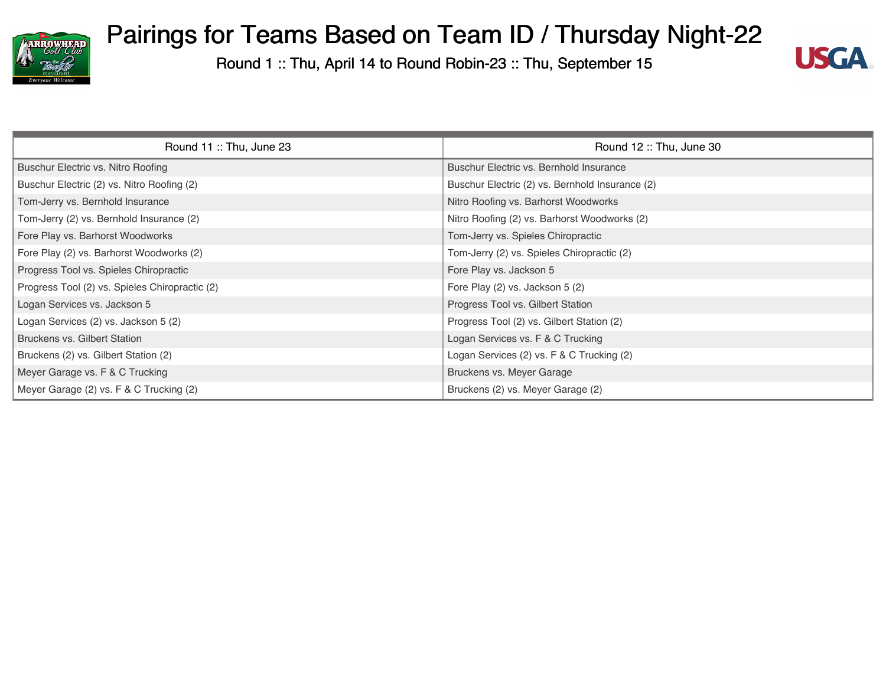# Pairings for Teams Based on Team ID / Thursday Night-22

Round 1 :: Thu, April 14 to Round Robin-23 :: Thu, September 15

| Round 11 :: Thu, June 23 | Round 12 :: Thu, June 30 |
|---|---|
| Buschur Electric vs. Nitro Roofing | Buschur Electric vs. Bernhold Insurance |
| Buschur Electric (2) vs. Nitro Roofing (2) | Buschur Electric (2) vs. Bernhold Insurance (2) |
| Tom-Jerry vs. Bernhold Insurance | Nitro Roofing vs. Barhorst Woodworks |
| Tom-Jerry (2) vs. Bernhold Insurance (2) | Nitro Roofing (2) vs. Barhorst Woodworks (2) |
| Fore Play vs. Barhorst Woodworks | Tom-Jerry vs. Spieles Chiropractic |
| Fore Play (2) vs. Barhorst Woodworks (2) | Tom-Jerry (2) vs. Spieles Chiropractic (2) |
| Progress Tool vs. Spieles Chiropractic | Fore Play vs. Jackson 5 |
| Progress Tool (2) vs. Spieles Chiropractic (2) | Fore Play (2) vs. Jackson 5 (2) |
| Logan Services vs. Jackson 5 | Progress Tool vs. Gilbert Station |
| Logan Services (2) vs. Jackson 5 (2) | Progress Tool (2) vs. Gilbert Station (2) |
| Bruckens vs. Gilbert Station | Logan Services vs. F & C Trucking |
| Bruckens (2) vs. Gilbert Station (2) | Logan Services (2) vs. F & C Trucking (2) |
| Meyer Garage vs. F & C Trucking | Bruckens vs. Meyer Garage |
| Meyer Garage (2) vs. F & C Trucking (2) | Bruckens (2) vs. Meyer Garage (2) |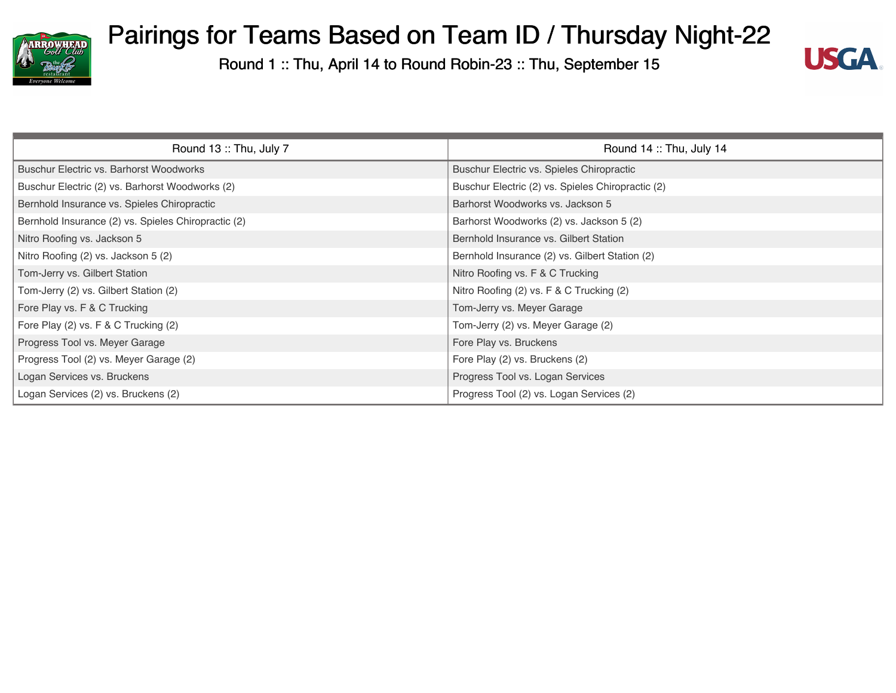# Pairings for Teams Based on Team ID / Thursday Night-22

Round 1 :: Thu, April 14 to Round Robin-23 :: Thu, September 15

| Round 13 :: Thu, July 7 | Round 14 :: Thu, July 14 |
|---|---|
| Buschur Electric vs. Barhorst Woodworks | Buschur Electric vs. Spieles Chiropractic |
| Buschur Electric (2) vs. Barhorst Woodworks (2) | Buschur Electric (2) vs. Spieles Chiropractic (2) |
| Bernhold Insurance vs. Spieles Chiropractic | Barhorst Woodworks vs. Jackson 5 |
| Bernhold Insurance (2) vs. Spieles Chiropractic (2) | Barhorst Woodworks (2) vs. Jackson 5 (2) |
| Nitro Roofing vs. Jackson 5 | Bernhold Insurance vs. Gilbert Station |
| Nitro Roofing (2) vs. Jackson 5 (2) | Bernhold Insurance (2) vs. Gilbert Station (2) |
| Tom-Jerry vs. Gilbert Station | Nitro Roofing vs. F & C Trucking |
| Tom-Jerry (2) vs. Gilbert Station (2) | Nitro Roofing (2) vs. F & C Trucking (2) |
| Fore Play vs. F & C Trucking | Tom-Jerry vs. Meyer Garage |
| Fore Play (2) vs. F & C Trucking (2) | Tom-Jerry (2) vs. Meyer Garage (2) |
| Progress Tool vs. Meyer Garage | Fore Play vs. Bruckens |
| Progress Tool (2) vs. Meyer Garage (2) | Fore Play (2) vs. Bruckens (2) |
| Logan Services vs. Bruckens | Progress Tool vs. Logan Services |
| Logan Services (2) vs. Bruckens (2) | Progress Tool (2) vs. Logan Services (2) |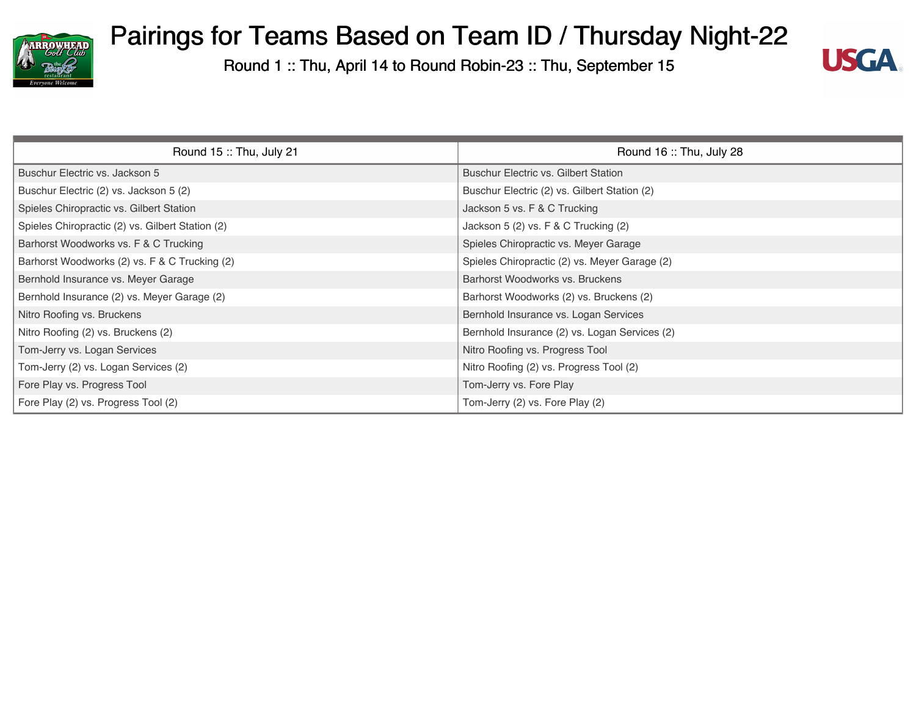# Pairings for Teams Based on Team ID / Thursday Night-22

Round 1 :: Thu, April 14 to Round Robin-23 :: Thu, September 15

| Round 15 :: Thu, July 21 | Round 16 :: Thu, July 28 |
|---|---|
| Buschur Electric vs. Jackson 5 | Buschur Electric vs. Gilbert Station |
| Buschur Electric (2) vs. Jackson 5 (2) | Buschur Electric (2) vs. Gilbert Station (2) |
| Spieles Chiropractic vs. Gilbert Station | Jackson 5 vs. F & C Trucking |
| Spieles Chiropractic (2) vs. Gilbert Station (2) | Jackson 5 (2) vs. F & C Trucking (2) |
| Barhorst Woodworks vs. F & C Trucking | Spieles Chiropractic vs. Meyer Garage |
| Barhorst Woodworks (2) vs. F & C Trucking (2) | Spieles Chiropractic (2) vs. Meyer Garage (2) |
| Bernhold Insurance vs. Meyer Garage | Barhorst Woodworks vs. Bruckens |
| Bernhold Insurance (2) vs. Meyer Garage (2) | Barhorst Woodworks (2) vs. Bruckens (2) |
| Nitro Roofing vs. Bruckens | Bernhold Insurance vs. Logan Services |
| Nitro Roofing (2) vs. Bruckens (2) | Bernhold Insurance (2) vs. Logan Services (2) |
| Tom-Jerry vs. Logan Services | Nitro Roofing vs. Progress Tool |
| Tom-Jerry (2) vs. Logan Services (2) | Nitro Roofing (2) vs. Progress Tool (2) |
| Fore Play vs. Progress Tool | Tom-Jerry vs. Fore Play |
| Fore Play (2) vs. Progress Tool (2) | Tom-Jerry (2) vs. Fore Play (2) |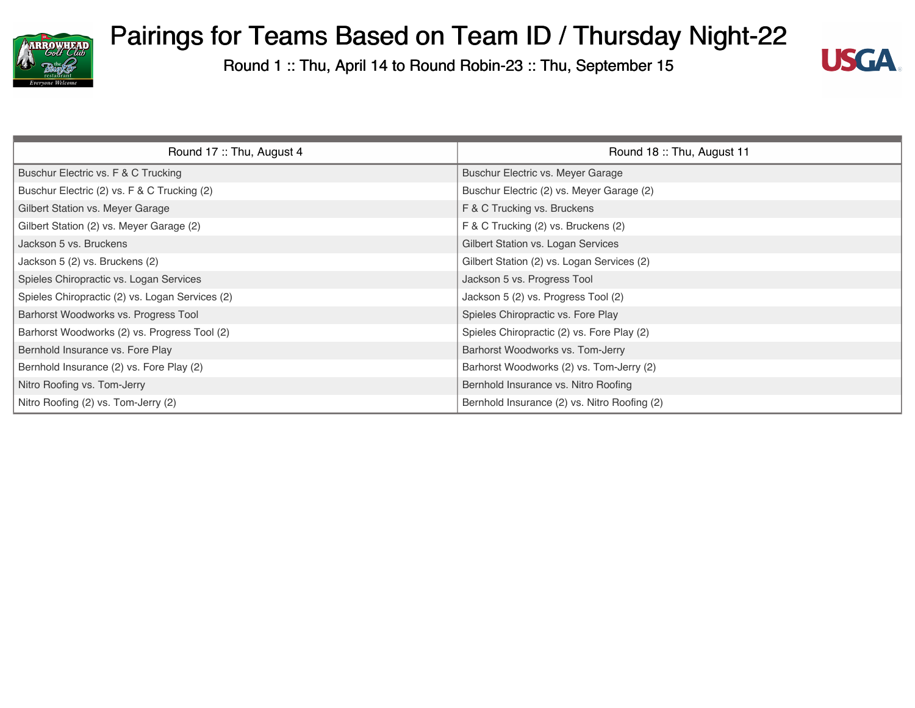# Pairings for Teams Based on Team ID / Thursday Night-22

Round 1 :: Thu, April 14 to Round Robin-23 :: Thu, September 15

| Round 17 :: Thu, August 4 | Round 18 :: Thu, August 11 |
|---|---|
| Buschur Electric vs. F & C Trucking | Buschur Electric vs. Meyer Garage |
| Buschur Electric (2) vs. F & C Trucking (2) | Buschur Electric (2) vs. Meyer Garage (2) |
| Gilbert Station vs. Meyer Garage | F & C Trucking vs. Bruckens |
| Gilbert Station (2) vs. Meyer Garage (2) | F & C Trucking (2) vs. Bruckens (2) |
| Jackson 5 vs. Bruckens | Gilbert Station vs. Logan Services |
| Jackson 5 (2) vs. Bruckens (2) | Gilbert Station (2) vs. Logan Services (2) |
| Spieles Chiropractic vs. Logan Services | Jackson 5 vs. Progress Tool |
| Spieles Chiropractic (2) vs. Logan Services (2) | Jackson 5 (2) vs. Progress Tool (2) |
| Barhorst Woodworks vs. Progress Tool | Spieles Chiropractic vs. Fore Play |
| Barhorst Woodworks (2) vs. Progress Tool (2) | Spieles Chiropractic (2) vs. Fore Play (2) |
| Bernhold Insurance vs. Fore Play | Barhorst Woodworks vs. Tom-Jerry |
| Bernhold Insurance (2) vs. Fore Play (2) | Barhorst Woodworks (2) vs. Tom-Jerry (2) |
| Nitro Roofing vs. Tom-Jerry | Bernhold Insurance vs. Nitro Roofing |
| Nitro Roofing (2) vs. Tom-Jerry (2) | Bernhold Insurance (2) vs. Nitro Roofing (2) |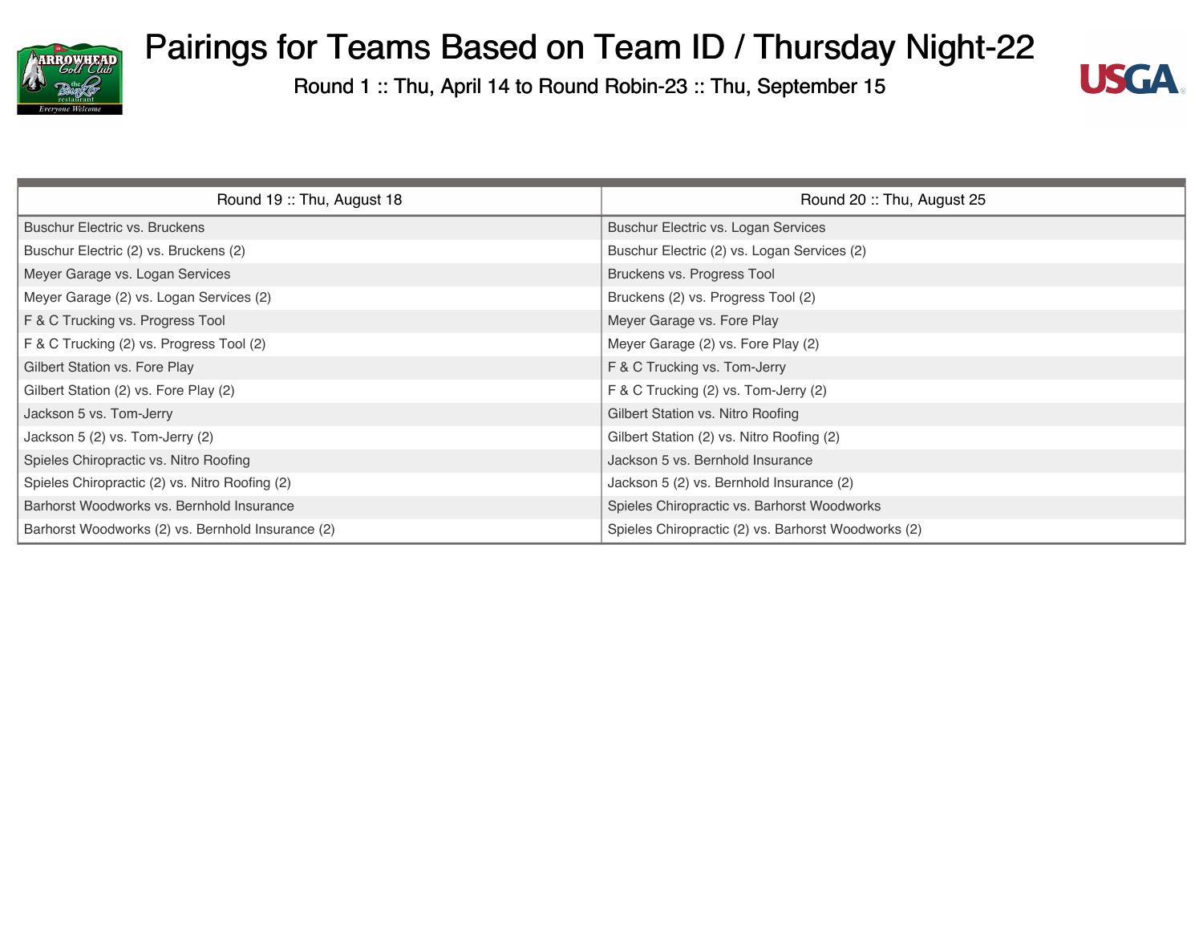# Pairings for Teams Based on Team ID / Thursday Night-22

Round 1 :: Thu, April 14 to Round Robin-23 :: Thu, September 15

| Round 19 :: Thu, August 18 | Round 20 :: Thu, August 25 |
|---|---|
| Buschur Electric vs. Bruckens | Buschur Electric vs. Logan Services |
| Buschur Electric (2) vs. Bruckens (2) | Buschur Electric (2) vs. Logan Services (2) |
| Meyer Garage vs. Logan Services | Bruckens vs. Progress Tool |
| Meyer Garage (2) vs. Logan Services (2) | Bruckens (2) vs. Progress Tool (2) |
| F & C Trucking vs. Progress Tool | Meyer Garage vs. Fore Play |
| F & C Trucking (2) vs. Progress Tool (2) | Meyer Garage (2) vs. Fore Play (2) |
| Gilbert Station vs. Fore Play | F & C Trucking vs. Tom-Jerry |
| Gilbert Station (2) vs. Fore Play (2) | F & C Trucking (2) vs. Tom-Jerry (2) |
| Jackson 5 vs. Tom-Jerry | Gilbert Station vs. Nitro Roofing |
| Jackson 5 (2) vs. Tom-Jerry (2) | Gilbert Station (2) vs. Nitro Roofing (2) |
| Spieles Chiropractic vs. Nitro Roofing | Jackson 5 vs. Bernhold Insurance |
| Spieles Chiropractic (2) vs. Nitro Roofing (2) | Jackson 5 (2) vs. Bernhold Insurance (2) |
| Barhorst Woodworks vs. Bernhold Insurance | Spieles Chiropractic vs. Barhorst Woodworks |
| Barhorst Woodworks (2) vs. Bernhold Insurance (2) | Spieles Chiropractic (2) vs. Barhorst Woodworks (2) |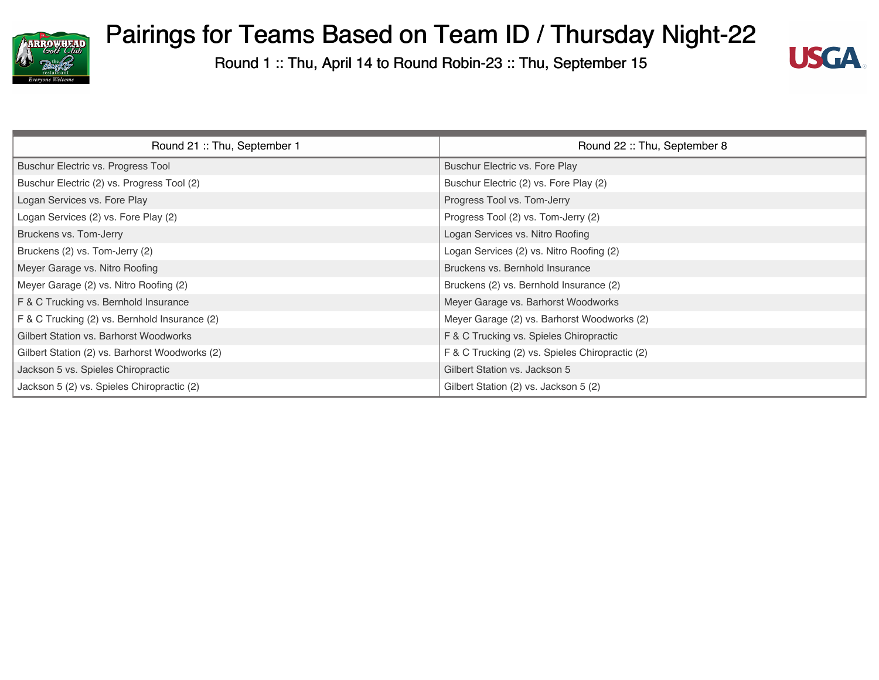# Pairings for Teams Based on Team ID / Thursday Night-22

Round 1 :: Thu, April 14 to Round Robin-23 :: Thu, September 15

| Round 21 :: Thu, September 1 | Round 22 :: Thu, September 8 |
|---|---|
| Buschur Electric vs. Progress Tool | Buschur Electric vs. Fore Play |
| Buschur Electric (2) vs. Progress Tool (2) | Buschur Electric (2) vs. Fore Play (2) |
| Logan Services vs. Fore Play | Progress Tool vs. Tom-Jerry |
| Logan Services (2) vs. Fore Play (2) | Progress Tool (2) vs. Tom-Jerry (2) |
| Bruckens vs. Tom-Jerry | Logan Services vs. Nitro Roofing |
| Bruckens (2) vs. Tom-Jerry (2) | Logan Services (2) vs. Nitro Roofing (2) |
| Meyer Garage vs. Nitro Roofing | Bruckens vs. Bernhold Insurance |
| Meyer Garage (2) vs. Nitro Roofing (2) | Bruckens (2) vs. Bernhold Insurance (2) |
| F & C Trucking vs. Bernhold Insurance | Meyer Garage vs. Barhorst Woodworks |
| F & C Trucking (2) vs. Bernhold Insurance (2) | Meyer Garage (2) vs. Barhorst Woodworks (2) |
| Gilbert Station vs. Barhorst Woodworks | F & C Trucking vs. Spieles Chiropractic |
| Gilbert Station (2) vs. Barhorst Woodworks (2) | F & C Trucking (2) vs. Spieles Chiropractic (2) |
| Jackson 5 vs. Spieles Chiropractic | Gilbert Station vs. Jackson 5 |
| Jackson 5 (2) vs. Spieles Chiropractic (2) | Gilbert Station (2) vs. Jackson 5 (2) |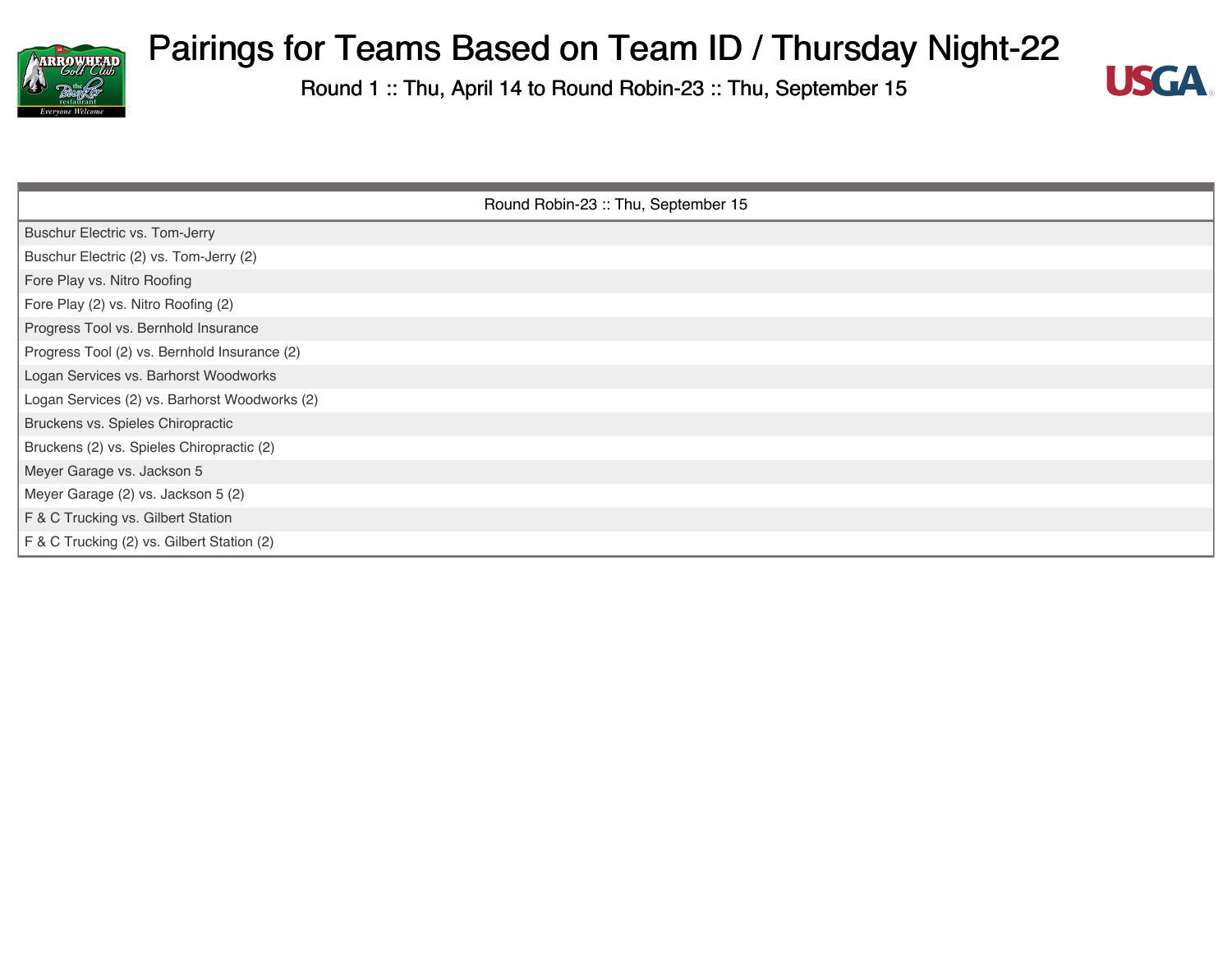# Pairings for Teams Based on Team ID / Thursday Night-22

Round 1 :: Thu, April 14 to Round Robin-23 :: Thu, September 15

| Round Robin-23 :: Thu, September 15 |
|---|
| Buschur Electric vs. Tom-Jerry |
| Buschur Electric (2) vs. Tom-Jerry (2) |
| Fore Play vs. Nitro Roofing |
| Fore Play (2) vs. Nitro Roofing (2) |
| Progress Tool vs. Bernhold Insurance |
| Progress Tool (2) vs. Bernhold Insurance (2) |
| Logan Services vs. Barhorst Woodworks |
| Logan Services (2) vs. Barhorst Woodworks (2) |
| Bruckens vs. Spieles Chiropractic |
| Bruckens (2) vs. Spieles Chiropractic (2) |
| Meyer Garage vs. Jackson 5 |
| Meyer Garage (2) vs. Jackson 5 (2) |
| F & C Trucking vs. Gilbert Station |
| F & C Trucking (2) vs. Gilbert Station (2) |